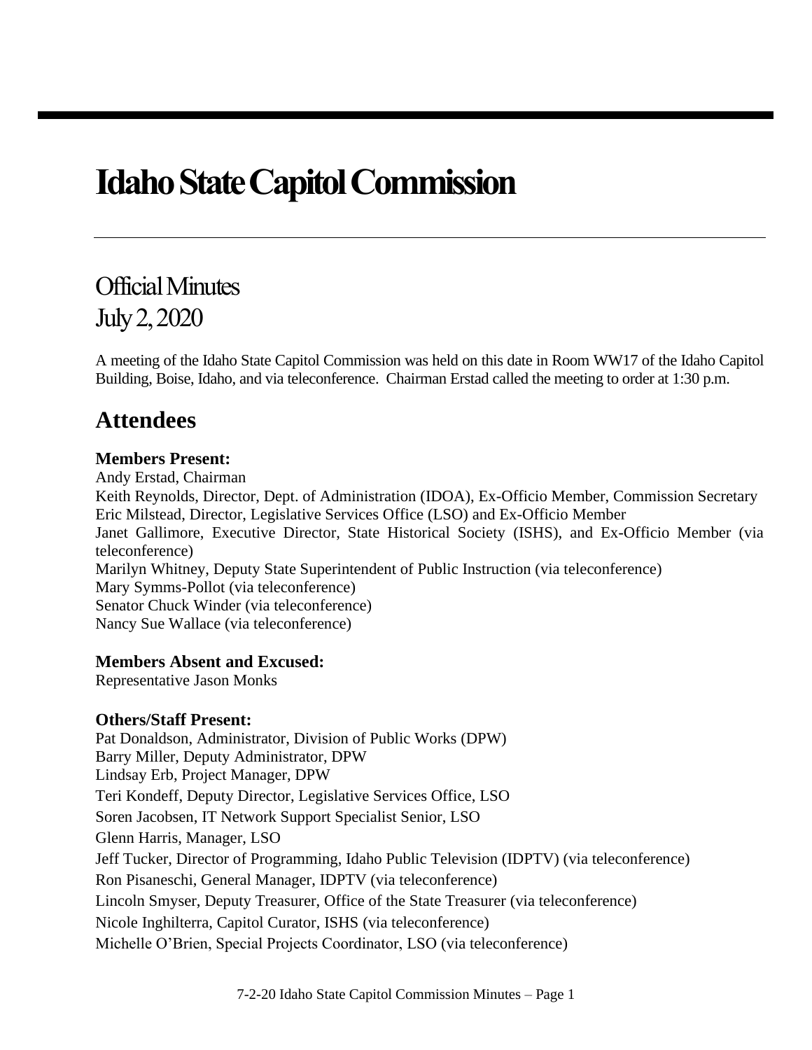# Idaho State Capitol Commission

## Official Minutes
## July 2, 2020

A meeting of the Idaho State Capitol Commission was held on this date in Room WW17 of the Idaho Capitol Building, Boise, Idaho, and via teleconference. Chairman Erstad called the meeting to order at 1:30 p.m.

## Attendees

**Members Present:**

Andy Erstad, Chairman
Keith Reynolds, Director, Dept. of Administration (IDOA), Ex-Officio Member, Commission Secretary
Eric Milstead, Director, Legislative Services Office (LSO) and Ex-Officio Member
Janet Gallimore, Executive Director, State Historical Society (ISHS), and Ex-Officio Member (via teleconference)
Marilyn Whitney, Deputy State Superintendent of Public Instruction (via teleconference)
Mary Symms-Pollot (via teleconference)
Senator Chuck Winder (via teleconference)
Nancy Sue Wallace (via teleconference)

**Members Absent and Excused:**

Representative Jason Monks

**Others/Staff Present:**

Pat Donaldson, Administrator, Division of Public Works (DPW)
Barry Miller, Deputy Administrator, DPW
Lindsay Erb, Project Manager, DPW
Teri Kondeff, Deputy Director, Legislative Services Office, LSO
Soren Jacobsen, IT Network Support Specialist Senior, LSO
Glenn Harris, Manager, LSO
Jeff Tucker, Director of Programming, Idaho Public Television (IDPTV) (via teleconference)
Ron Pisaneschi, General Manager, IDPTV (via teleconference)
Lincoln Smyser, Deputy Treasurer, Office of the State Treasurer (via teleconference)
Nicole Inghilterra, Capitol Curator, ISHS (via teleconference)
Michelle O'Brien, Special Projects Coordinator, LSO (via teleconference)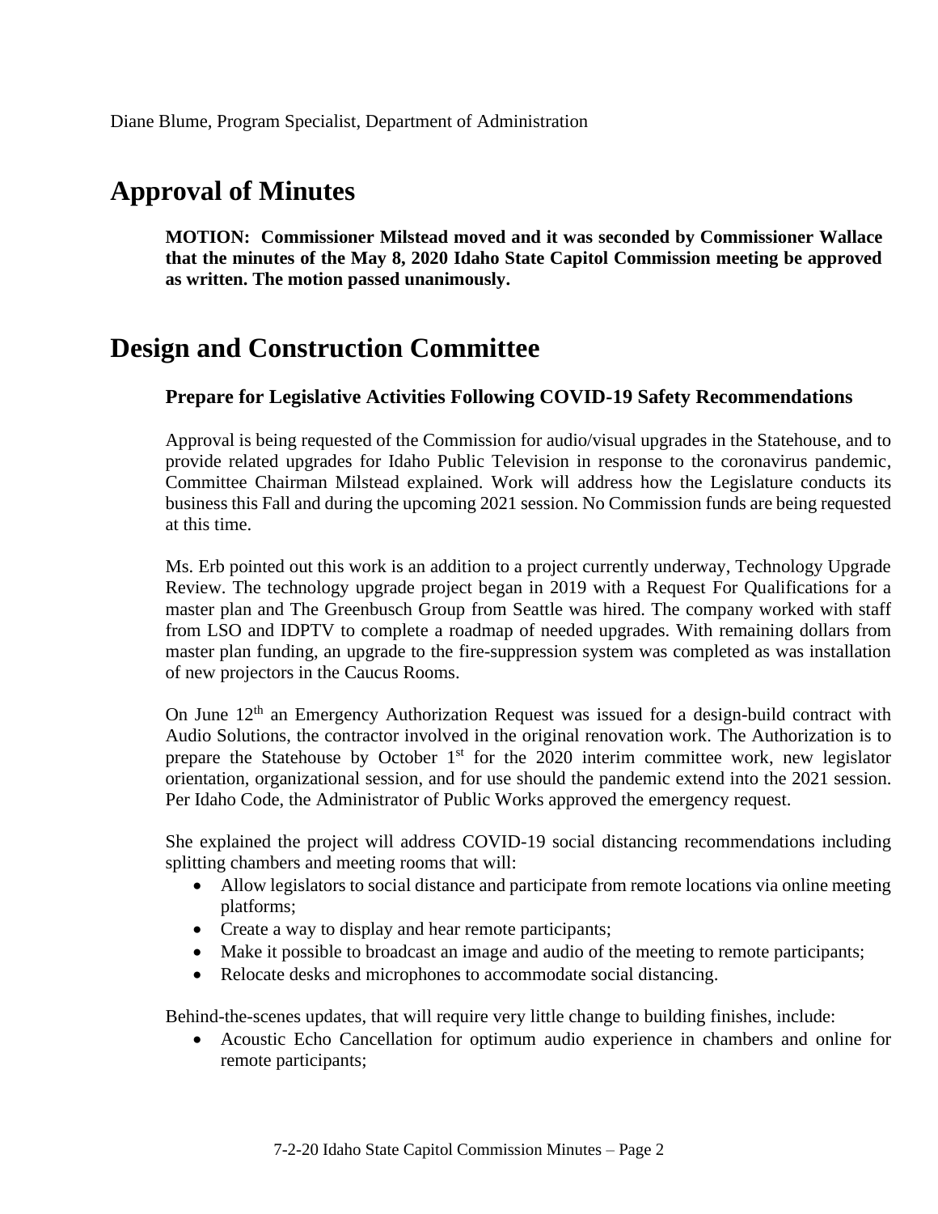Diane Blume, Program Specialist, Department of Administration

## Approval of Minutes

**MOTION: Commissioner Milstead moved and it was seconded by Commissioner Wallace that the minutes of the May 8, 2020 Idaho State Capitol Commission meeting be approved as written. The motion passed unanimously.**

## Design and Construction Committee

### Prepare for Legislative Activities Following COVID-19 Safety Recommendations

Approval is being requested of the Commission for audio/visual upgrades in the Statehouse, and to provide related upgrades for Idaho Public Television in response to the coronavirus pandemic, Committee Chairman Milstead explained. Work will address how the Legislature conducts its business this Fall and during the upcoming 2021 session. No Commission funds are being requested at this time.

Ms. Erb pointed out this work is an addition to a project currently underway, Technology Upgrade Review. The technology upgrade project began in 2019 with a Request For Qualifications for a master plan and The Greenbusch Group from Seattle was hired. The company worked with staff from LSO and IDPTV to complete a roadmap of needed upgrades. With remaining dollars from master plan funding, an upgrade to the fire-suppression system was completed as was installation of new projectors in the Caucus Rooms.

On June 12th an Emergency Authorization Request was issued for a design-build contract with Audio Solutions, the contractor involved in the original renovation work. The Authorization is to prepare the Statehouse by October 1st for the 2020 interim committee work, new legislator orientation, organizational session, and for use should the pandemic extend into the 2021 session. Per Idaho Code, the Administrator of Public Works approved the emergency request.

She explained the project will address COVID-19 social distancing recommendations including splitting chambers and meeting rooms that will:

- Allow legislators to social distance and participate from remote locations via online meeting platforms;
- Create a way to display and hear remote participants;
- Make it possible to broadcast an image and audio of the meeting to remote participants;
- Relocate desks and microphones to accommodate social distancing.

Behind-the-scenes updates, that will require very little change to building finishes, include:

- Acoustic Echo Cancellation for optimum audio experience in chambers and online for remote participants;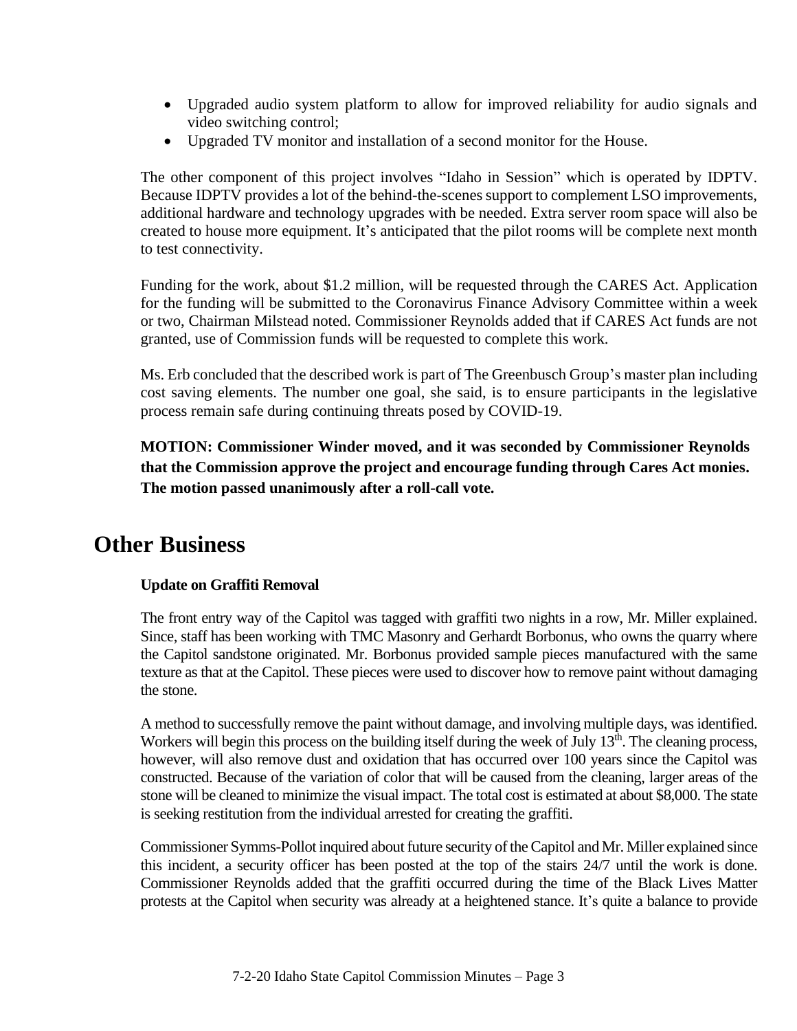- Upgraded audio system platform to allow for improved reliability for audio signals and video switching control;
- Upgraded TV monitor and installation of a second monitor for the House.

The other component of this project involves "Idaho in Session" which is operated by IDPTV. Because IDPTV provides a lot of the behind-the-scenes support to complement LSO improvements, additional hardware and technology upgrades with be needed. Extra server room space will also be created to house more equipment. It's anticipated that the pilot rooms will be complete next month to test connectivity.

Funding for the work, about $1.2 million, will be requested through the CARES Act. Application for the funding will be submitted to the Coronavirus Finance Advisory Committee within a week or two, Chairman Milstead noted. Commissioner Reynolds added that if CARES Act funds are not granted, use of Commission funds will be requested to complete this work.

Ms. Erb concluded that the described work is part of The Greenbusch Group's master plan including cost saving elements. The number one goal, she said, is to ensure participants in the legislative process remain safe during continuing threats posed by COVID-19.

**MOTION: Commissioner Winder moved, and it was seconded by Commissioner Reynolds that the Commission approve the project and encourage funding through Cares Act monies. The motion passed unanimously after a roll-call vote.**

# Other Business

**Update on Graffiti Removal**

The front entry way of the Capitol was tagged with graffiti two nights in a row, Mr. Miller explained. Since, staff has been working with TMC Masonry and Gerhardt Borbonus, who owns the quarry where the Capitol sandstone originated. Mr. Borbonus provided sample pieces manufactured with the same texture as that at the Capitol. These pieces were used to discover how to remove paint without damaging the stone.

A method to successfully remove the paint without damage, and involving multiple days, was identified. Workers will begin this process on the building itself during the week of July 13th. The cleaning process, however, will also remove dust and oxidation that has occurred over 100 years since the Capitol was constructed. Because of the variation of color that will be caused from the cleaning, larger areas of the stone will be cleaned to minimize the visual impact. The total cost is estimated at about $8,000. The state is seeking restitution from the individual arrested for creating the graffiti.

Commissioner Symms-Pollot inquired about future security of the Capitol and Mr. Miller explained since this incident, a security officer has been posted at the top of the stairs 24/7 until the work is done. Commissioner Reynolds added that the graffiti occurred during the time of the Black Lives Matter protests at the Capitol when security was already at a heightened stance. It's quite a balance to provide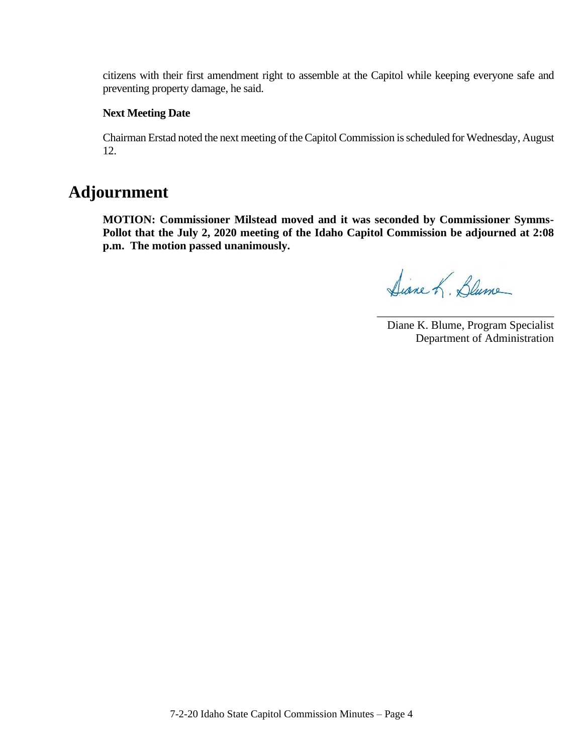citizens with their first amendment right to assemble at the Capitol while keeping everyone safe and preventing property damage, he said.

**Next Meeting Date**

Chairman Erstad noted the next meeting of the Capitol Commission is scheduled for Wednesday, August 12.

# Adjournment

**MOTION: Commissioner Milstead moved and it was seconded by Commissioner Symms-Pollot that the July 2, 2020 meeting of the Idaho Capitol Commission be adjourned at 2:08 p.m. The motion passed unanimously.**

Diane K. Blume

Diane K. Blume, Program Specialist
Department of Administration